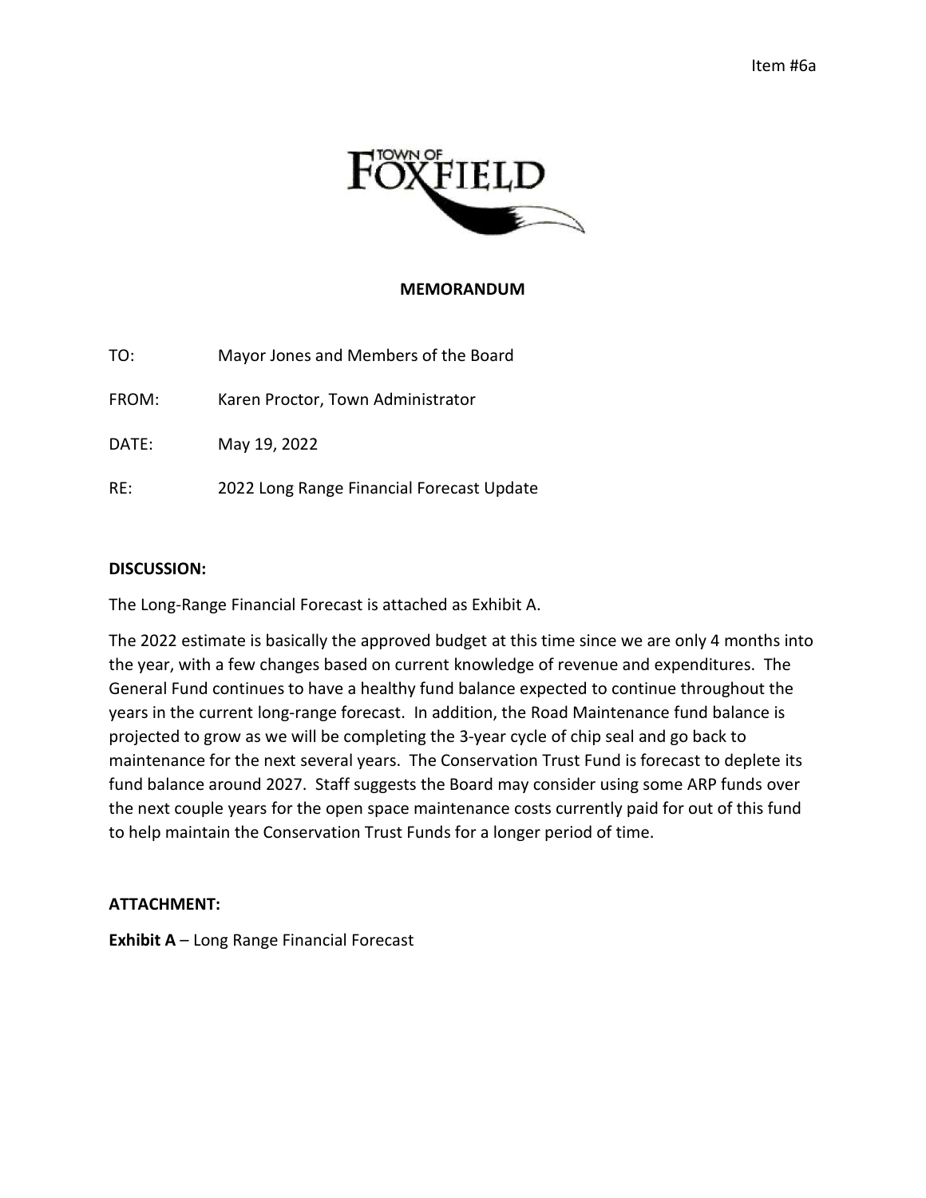Item #6a

TOWN OF FOXFIELD

## MEMORANDUM

TO: Mayor Jones and Members of the Board

FROM: Karen Proctor, Town Administrator

DATE: May 19, 2022

RE: 2022 Long Range Financial Forecast Update

**DISCUSSION:**

The Long-Range Financial Forecast is attached as Exhibit A.

The 2022 estimate is basically the approved budget at this time since we are only 4 months into the year, with a few changes based on current knowledge of revenue and expenditures. The General Fund continues to have a healthy fund balance expected to continue throughout the years in the current long-range forecast. In addition, the Road Maintenance fund balance is projected to grow as we will be completing the 3-year cycle of chip seal and go back to maintenance for the next several years. The Conservation Trust Fund is forecast to deplete its fund balance around 2027. Staff suggests the Board may consider using some ARP funds over the next couple years for the open space maintenance costs currently paid for out of this fund to help maintain the Conservation Trust Funds for a longer period of time.

**ATTACHMENT:**

**Exhibit A** – Long Range Financial Forecast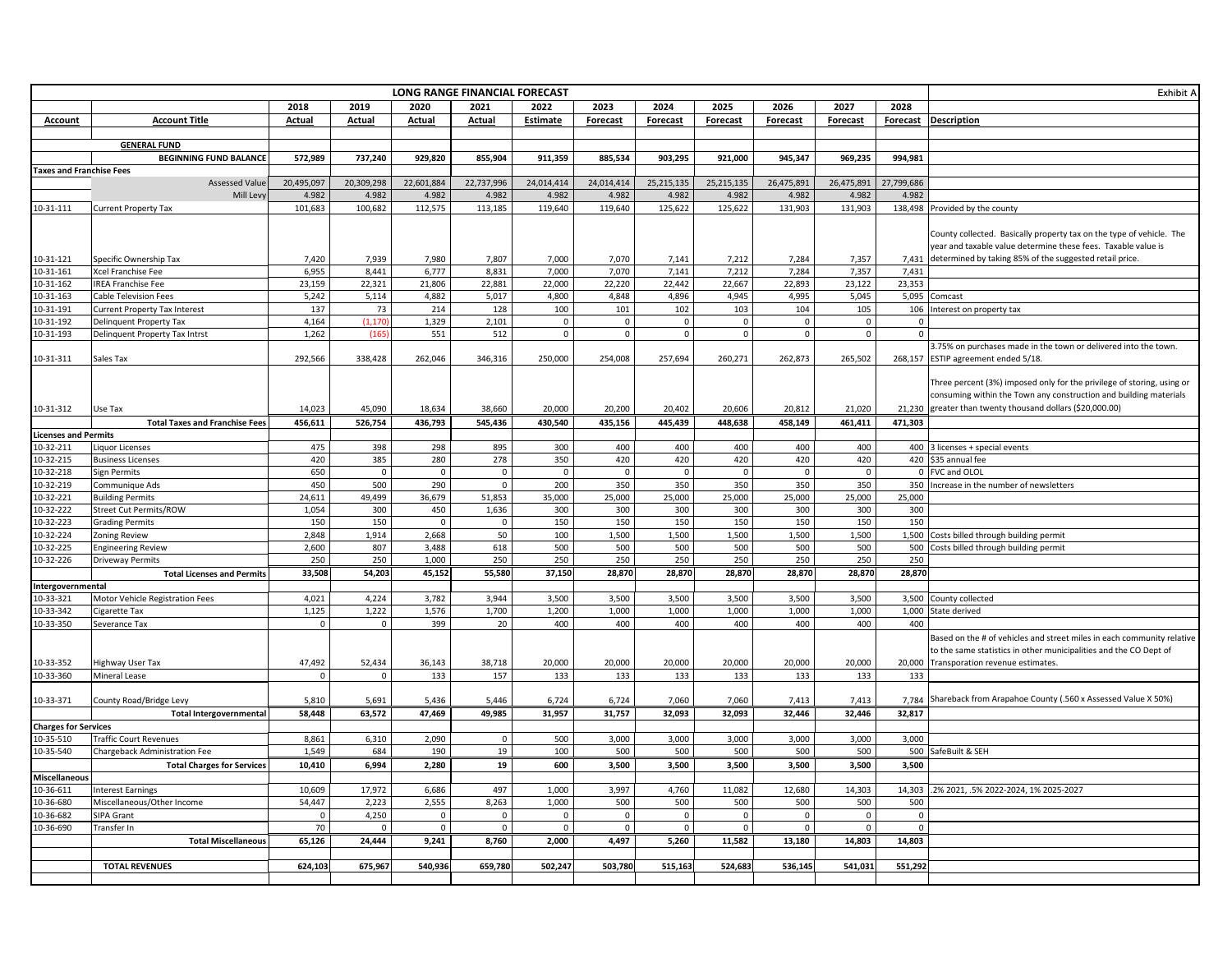| | | | | | | | | | | | | | |
|---|---|---|---|---|---|---|---|---|---|---|---|---|---|
| | | | | | LONG RANGE FINANCIAL FORECAST | | | | | | | | Exhibit A |
| | | 2018 | 2019 | 2020 | 2021 | 2022 | 2023 | 2024 | 2025 | 2026 | 2027 | 2028 | |
| **Account** | **Account Title** | **Actual** | **Actual** | **Actual** | **Actual** | **Estimate** | **Forecast** | **Forecast** | **Forecast** | **Forecast** | **Forecast** | **Forecast** | **Description** |
| | **GENERAL FUND** | | | | | | | | | | | | |
| | **BEGINNING FUND BALANCE** | **572,989** | **737,240** | **929,820** | **855,904** | **911,359** | **885,534** | **903,295** | **921,000** | **945,347** | **969,235** | **994,981** | |
| **Taxes and Franchise Fees** | | | | | | | | | | | | | |
| | Assessed Value | 20,495,097 | 20,309,298 | 22,601,884 | 22,737,996 | 24,014,414 | 24,014,414 | 25,215,135 | 25,215,135 | 26,475,891 | 26,475,891 | 27,799,686 | |
| | Mill Levy | 4.982 | 4.982 | 4.982 | 4.982 | 4.982 | 4.982 | 4.982 | 4.982 | 4.982 | 4.982 | 4.982 | |
| 10-31-111 | Current Property Tax | 101,683 | 100,682 | 112,575 | 113,185 | 119,640 | 119,640 | 125,622 | 125,622 | 131,903 | 131,903 | 138,498 | Provided by the county |
| 10-31-121 | Specific Ownership Tax | 7,420 | 7,939 | 7,980 | 7,807 | 7,000 | 7,070 | 7,141 | 7,212 | 7,284 | 7,357 | 7,431 | County collected. Basically property tax on the type of vehicle. The year and taxable value determine these fees. Taxable value is determined by taking 85% of the suggested retail price. |
| 10-31-161 | Xcel Franchise Fee | 6,955 | 8,441 | 6,777 | 8,831 | 7,000 | 7,070 | 7,141 | 7,212 | 7,284 | 7,357 | 7,431 | |
| 10-31-162 | IREA Franchise Fee | 23,159 | 22,321 | 21,806 | 22,881 | 22,000 | 22,220 | 22,442 | 22,667 | 22,893 | 23,122 | 23,353 | |
| 10-31-163 | Cable Television Fees | 5,242 | 5,114 | 4,882 | 5,017 | 4,800 | 4,848 | 4,896 | 4,945 | 4,995 | 5,045 | 5,095 | Comcast |
| 10-31-191 | Current Property Tax Interest | 137 | 73 | 214 | 128 | 100 | 101 | 102 | 103 | 104 | 105 | 106 | Interest on property tax |
| 10-31-192 | Delinquent Property Tax | 4,164 | (1,170) | 1,329 | 2,101 | 0 | 0 | 0 | 0 | 0 | 0 | 0 | |
| 10-31-193 | Delinquent Property Tax Intrst | 1,262 | (165) | 551 | 512 | 0 | 0 | 0 | 0 | 0 | 0 | 0 | |
| 10-31-311 | Sales Tax | 292,566 | 338,428 | 262,046 | 346,316 | 250,000 | 254,008 | 257,694 | 260,271 | 262,873 | 265,502 | 268,157 | 3.75% on purchases made in the town or delivered into the town. ESTIP agreement ended 5/18. |
| 10-31-312 | Use Tax | 14,023 | 45,090 | 18,634 | 38,660 | 20,000 | 20,200 | 20,402 | 20,606 | 20,812 | 21,020 | 21,230 | Three percent (3%) imposed only for the privilege of storing, using or consuming within the Town any construction and building materials greater than twenty thousand dollars ($20,000.00) |
| | **Total Taxes and Franchise Fees** | **456,611** | **526,754** | **436,793** | **545,436** | **430,540** | **435,156** | **445,439** | **448,638** | **458,149** | **461,411** | **471,303** | |
| **Licenses and Permits** | | | | | | | | | | | | | |
| 10-32-211 | Liquor Licenses | 475 | 398 | 298 | 895 | 300 | 400 | 400 | 400 | 400 | 400 | 400 | 3 licenses + special events |
| 10-32-215 | Business Licenses | 420 | 385 | 280 | 278 | 350 | 420 | 420 | 420 | 420 | 420 | 420 | $35 annual fee |
| 10-32-218 | Sign Permits | 650 | 0 | 0 | 0 | 0 | 0 | 0 | 0 | 0 | 0 | 0 | FVC and OLOL |
| 10-32-219 | Communique Ads | 450 | 500 | 290 | 0 | 200 | 350 | 350 | 350 | 350 | 350 | 350 | Increase in the number of newsletters |
| 10-32-221 | Building Permits | 24,611 | 49,499 | 36,679 | 51,853 | 35,000 | 25,000 | 25,000 | 25,000 | 25,000 | 25,000 | 25,000 | |
| 10-32-222 | Street Cut Permits/ROW | 1,054 | 300 | 450 | 1,636 | 300 | 300 | 300 | 300 | 300 | 300 | 300 | |
| 10-32-223 | Grading Permits | 150 | 150 | 0 | 0 | 150 | 150 | 150 | 150 | 150 | 150 | 150 | |
| 10-32-224 | Zoning Review | 2,848 | 1,914 | 2,668 | 50 | 100 | 1,500 | 1,500 | 1,500 | 1,500 | 1,500 | 1,500 | Costs billed through building permit |
| 10-32-225 | Engineering Review | 2,600 | 807 | 3,488 | 618 | 500 | 500 | 500 | 500 | 500 | 500 | 500 | Costs billed through building permit |
| 10-32-226 | Driveway Permits | 250 | 250 | 1,000 | 250 | 250 | 250 | 250 | 250 | 250 | 250 | 250 | |
| | **Total Licenses and Permits** | **33,508** | **54,203** | **45,152** | **55,580** | **37,150** | **28,870** | **28,870** | **28,870** | **28,870** | **28,870** | **28,870** | |
| **Intergovernmental** | | | | | | | | | | | | | |
| 10-33-321 | Motor Vehicle Registration Fees | 4,021 | 4,224 | 3,782 | 3,944 | 3,500 | 3,500 | 3,500 | 3,500 | 3,500 | 3,500 | 3,500 | County collected |
| 10-33-342 | Cigarette Tax | 1,125 | 1,222 | 1,576 | 1,700 | 1,200 | 1,000 | 1,000 | 1,000 | 1,000 | 1,000 | 1,000 | State derived |
| 10-33-350 | Severance Tax | 0 | 0 | 399 | 20 | 400 | 400 | 400 | 400 | 400 | 400 | 400 | |
| 10-33-352 | Highway User Tax | 47,492 | 52,434 | 36,143 | 38,718 | 20,000 | 20,000 | 20,000 | 20,000 | 20,000 | 20,000 | 20,000 | Based on the # of vehicles and street miles in each community relative to the same statistics in other municipalities and the CO Dept of Transporation revenue estimates. |
| 10-33-360 | Mineral Lease | 0 | 0 | 133 | 157 | 133 | 133 | 133 | 133 | 133 | 133 | 133 | |
| 10-33-371 | County Road/Bridge Levy | 5,810 | 5,691 | 5,436 | 5,446 | 6,724 | 6,724 | 7,060 | 7,060 | 7,413 | 7,413 | 7,784 | Shareback from Arapahoe County (.560 x Assessed Value X 50%) |
| | **Total Intergovernmental** | **58,448** | **63,572** | **47,469** | **49,985** | **31,957** | **31,757** | **32,093** | **32,093** | **32,446** | **32,446** | **32,817** | |
| **Charges for Services** | | | | | | | | | | | | | |
| 10-35-510 | Traffic Court Revenues | 8,861 | 6,310 | 2,090 | 0 | 500 | 3,000 | 3,000 | 3,000 | 3,000 | 3,000 | 3,000 | |
| 10-35-540 | Chargeback Administration Fee | 1,549 | 684 | 190 | 19 | 100 | 500 | 500 | 500 | 500 | 500 | 500 | SafeBuilt & SEH |
| | **Total Charges for Services** | **10,410** | **6,994** | **2,280** | **19** | **600** | **3,500** | **3,500** | **3,500** | **3,500** | **3,500** | **3,500** | |
| **Miscellaneous** | | | | | | | | | | | | | |
| 10-36-611 | Interest Earnings | 10,609 | 17,972 | 6,686 | 497 | 1,000 | 3,997 | 4,760 | 11,082 | 12,680 | 14,303 | 14,303 | .2% 2021, .5% 2022-2024, 1% 2025-2027 |
| 10-36-680 | Miscellaneous/Other Income | 54,447 | 2,223 | 2,555 | 8,263 | 1,000 | 500 | 500 | 500 | 500 | 500 | 500 | |
| 10-36-682 | SIPA Grant | 0 | 4,250 | 0 | 0 | 0 | 0 | 0 | 0 | 0 | 0 | 0 | |
| 10-36-690 | Transfer In | 70 | 0 | 0 | 0 | 0 | 0 | 0 | 0 | 0 | 0 | 0 | |
| | **Total Miscellaneous** | **65,126** | **24,444** | **9,241** | **8,760** | **2,000** | **4,497** | **5,260** | **11,582** | **13,180** | **14,803** | **14,803** | |
| | **TOTAL REVENUES** | **624,103** | **675,967** | **540,936** | **659,780** | **502,247** | **503,780** | **515,163** | **524,683** | **536,145** | **541,031** | **551,292** | |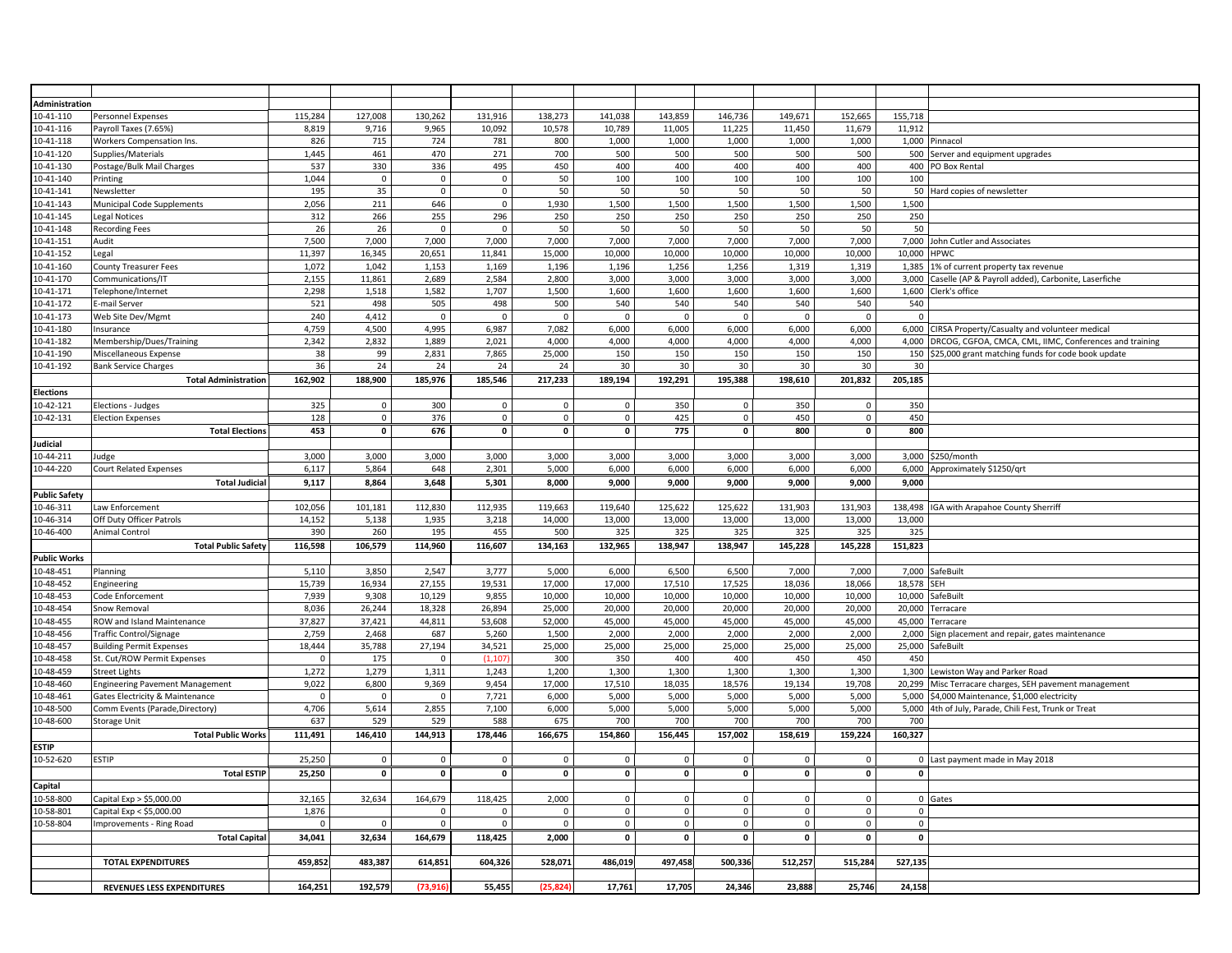| | | | | | | | | | | | | | |
|---|---|---|---|---|---|---|---|---|---|---|---|---|---|
| **Administration** | | | | | | | | | | | | | |
| 10-41-110 | Personnel Expenses | 115,284 | 127,008 | 130,262 | 131,916 | 138,273 | 141,038 | 143,859 | 146,736 | 149,671 | 152,665 | 155,718 | |
| 10-41-116 | Payroll Taxes (7.65%) | 8,819 | 9,716 | 9,965 | 10,092 | 10,578 | 10,789 | 11,005 | 11,225 | 11,450 | 11,679 | 11,912 | |
| 10-41-118 | Workers Compensation Ins. | 826 | 715 | 724 | 781 | 800 | 1,000 | 1,000 | 1,000 | 1,000 | 1,000 | 1,000 | Pinnacol |
| 10-41-120 | Supplies/Materials | 1,445 | 461 | 470 | 271 | 700 | 500 | 500 | 500 | 500 | 500 | 500 | Server and equipment upgrades |
| 10-41-130 | Postage/Bulk Mail Charges | 537 | 330 | 336 | 495 | 450 | 400 | 400 | 400 | 400 | 400 | 400 | PO Box Rental |
| 10-41-140 | Printing | 1,044 | 0 | 0 | 0 | 50 | 100 | 100 | 100 | 100 | 100 | 100 | |
| 10-41-141 | Newsletter | 195 | 35 | 0 | 0 | 50 | 50 | 50 | 50 | 50 | 50 | 50 | Hard copies of newsletter |
| 10-41-143 | Municipal Code Supplements | 2,056 | 211 | 646 | 0 | 1,930 | 1,500 | 1,500 | 1,500 | 1,500 | 1,500 | 1,500 | |
| 10-41-145 | Legal Notices | 312 | 266 | 255 | 296 | 250 | 250 | 250 | 250 | 250 | 250 | 250 | |
| 10-41-148 | Recording Fees | 26 | 26 | 0 | 0 | 50 | 50 | 50 | 50 | 50 | 50 | 50 | |
| 10-41-151 | Audit | 7,500 | 7,000 | 7,000 | 7,000 | 7,000 | 7,000 | 7,000 | 7,000 | 7,000 | 7,000 | 7,000 | John Cutler and Associates |
| 10-41-152 | Legal | 11,397 | 16,345 | 20,651 | 11,841 | 15,000 | 10,000 | 10,000 | 10,000 | 10,000 | 10,000 | 10,000 | HPWC |
| 10-41-160 | County Treasurer Fees | 1,072 | 1,042 | 1,153 | 1,169 | 1,196 | 1,196 | 1,256 | 1,256 | 1,319 | 1,319 | 1,385 | 1% of current property tax revenue |
| 10-41-170 | Communications/IT | 2,155 | 11,861 | 2,689 | 2,584 | 2,800 | 3,000 | 3,000 | 3,000 | 3,000 | 3,000 | 3,000 | Caselle (AP & Payroll added), Carbonite, Laserfiche |
| 10-41-171 | Telephone/Internet | 2,298 | 1,518 | 1,582 | 1,707 | 1,500 | 1,600 | 1,600 | 1,600 | 1,600 | 1,600 | 1,600 | Clerk's office |
| 10-41-172 | E-mail Server | 521 | 498 | 505 | 498 | 500 | 540 | 540 | 540 | 540 | 540 | 540 | |
| 10-41-173 | Web Site Dev/Mgmt | 240 | 4,412 | 0 | 0 | 0 | 0 | 0 | 0 | 0 | 0 | 0 | |
| 10-41-180 | Insurance | 4,759 | 4,500 | 4,995 | 6,987 | 7,082 | 6,000 | 6,000 | 6,000 | 6,000 | 6,000 | 6,000 | CIRSA Property/Casualty and volunteer medical |
| 10-41-182 | Membership/Dues/Training | 2,342 | 2,832 | 1,889 | 2,021 | 4,000 | 4,000 | 4,000 | 4,000 | 4,000 | 4,000 | 4,000 | DRCOG, CGFOA, CMCA, CML, IIMC, Conferences and training |
| 10-41-190 | Miscellaneous Expense | 38 | 99 | 2,831 | 7,865 | 25,000 | 150 | 150 | 150 | 150 | 150 | 150 | $25,000 grant matching funds for code book update |
| 10-41-192 | Bank Service Charges | 36 | 24 | 24 | 24 | 24 | 30 | 30 | 30 | 30 | 30 | 30 | |
| | **Total Administration** | **162,902** | **188,900** | **185,976** | **185,546** | **217,233** | **189,194** | **192,291** | **195,388** | **198,610** | **201,832** | **205,185** | |
| **Elections** | | | | | | | | | | | | | |
| 10-42-121 | Elections - Judges | 325 | 0 | 300 | 0 | 0 | 0 | 350 | 0 | 350 | 0 | 350 | |
| 10-42-131 | Election Expenses | 128 | 0 | 376 | 0 | 0 | 0 | 425 | 0 | 450 | 0 | 450 | |
| | **Total Elections** | **453** | **0** | **676** | **0** | **0** | **0** | **775** | **0** | **800** | **0** | **800** | |
| **Judicial** | | | | | | | | | | | | | |
| 10-44-211 | Judge | 3,000 | 3,000 | 3,000 | 3,000 | 3,000 | 3,000 | 3,000 | 3,000 | 3,000 | 3,000 | 3,000 | $250/month |
| 10-44-220 | Court Related Expenses | 6,117 | 5,864 | 648 | 2,301 | 5,000 | 6,000 | 6,000 | 6,000 | 6,000 | 6,000 | 6,000 | Approximately $1250/qrt |
| | **Total Judicial** | **9,117** | **8,864** | **3,648** | **5,301** | **8,000** | **9,000** | **9,000** | **9,000** | **9,000** | **9,000** | **9,000** | |
| **Public Safety** | | | | | | | | | | | | | |
| 10-46-311 | Law Enforcement | 102,056 | 101,181 | 112,830 | 112,935 | 119,663 | 119,640 | 125,622 | 125,622 | 131,903 | 131,903 | 138,498 | IGA with Arapahoe County Sherriff |
| 10-46-314 | Off Duty Officer Patrols | 14,152 | 5,138 | 1,935 | 3,218 | 14,000 | 13,000 | 13,000 | 13,000 | 13,000 | 13,000 | 13,000 | |
| 10-46-400 | Animal Control | 390 | 260 | 195 | 455 | 500 | 325 | 325 | 325 | 325 | 325 | 325 | |
| | **Total Public Safety** | **116,598** | **106,579** | **114,960** | **116,607** | **134,163** | **132,965** | **138,947** | **138,947** | **145,228** | **145,228** | **151,823** | |
| **Public Works** | | | | | | | | | | | | | |
| 10-48-451 | Planning | 5,110 | 3,850 | 2,547 | 3,777 | 5,000 | 6,000 | 6,500 | 6,500 | 7,000 | 7,000 | 7,000 | SafeBuilt |
| 10-48-452 | Engineering | 15,739 | 16,934 | 27,155 | 19,531 | 17,000 | 17,000 | 17,510 | 17,525 | 18,036 | 18,066 | 18,578 | SEH |
| 10-48-453 | Code Enforcement | 7,939 | 9,308 | 10,129 | 9,855 | 10,000 | 10,000 | 10,000 | 10,000 | 10,000 | 10,000 | 10,000 | SafeBuilt |
| 10-48-454 | Snow Removal | 8,036 | 26,244 | 18,328 | 26,894 | 25,000 | 20,000 | 20,000 | 20,000 | 20,000 | 20,000 | 20,000 | Terracare |
| 10-48-455 | ROW and Island Maintenance | 37,827 | 37,421 | 44,811 | 53,608 | 52,000 | 45,000 | 45,000 | 45,000 | 45,000 | 45,000 | 45,000 | Terracare |
| 10-48-456 | Traffic Control/Signage | 2,759 | 2,468 | 687 | 5,260 | 1,500 | 2,000 | 2,000 | 2,000 | 2,000 | 2,000 | 2,000 | Sign placement and repair, gates maintenance |
| 10-48-457 | Building Permit Expenses | 18,444 | 35,788 | 27,194 | 34,521 | 25,000 | 25,000 | 25,000 | 25,000 | 25,000 | 25,000 | 25,000 | SafeBuilt |
| 10-48-458 | St. Cut/ROW Permit Expenses | 0 | 175 | 0 | (1,107) | 300 | 350 | 400 | 400 | 450 | 450 | 450 | |
| 10-48-459 | Street Lights | 1,272 | 1,279 | 1,311 | 1,243 | 1,200 | 1,300 | 1,300 | 1,300 | 1,300 | 1,300 | 1,300 | Lewiston Way and Parker Road |
| 10-48-460 | Engineering Pavement Management | 9,022 | 6,800 | 9,369 | 9,454 | 17,000 | 17,510 | 18,035 | 18,576 | 19,134 | 19,708 | 20,299 | Misc Terracare charges, SEH pavement management |
| 10-48-461 | Gates Electricity & Maintenance | 0 | 0 | 0 | 7,721 | 6,000 | 5,000 | 5,000 | 5,000 | 5,000 | 5,000 | 5,000 | $4,000 Maintenance, $1,000 electricity |
| 10-48-500 | Comm Events (Parade,Directory) | 4,706 | 5,614 | 2,855 | 7,100 | 6,000 | 5,000 | 5,000 | 5,000 | 5,000 | 5,000 | 5,000 | 4th of July, Parade, Chili Fest, Trunk or Treat |
| 10-48-600 | Storage Unit | 637 | 529 | 529 | 588 | 675 | 700 | 700 | 700 | 700 | 700 | 700 | |
| | **Total Public Works** | **111,491** | **146,410** | **144,913** | **178,446** | **166,675** | **154,860** | **156,445** | **157,002** | **158,619** | **159,224** | **160,327** | |
| **ESTIP** | | | | | | | | | | | | | |
| 10-52-620 | ESTIP | 25,250 | 0 | 0 | 0 | 0 | 0 | 0 | 0 | 0 | 0 | 0 | Last payment made in May 2018 |
| | **Total ESTIP** | **25,250** | **0** | **0** | **0** | **0** | **0** | **0** | **0** | **0** | **0** | **0** | |
| **Capital** | | | | | | | | | | | | | |
| 10-58-800 | Capital Exp > $5,000.00 | 32,165 | 32,634 | 164,679 | 118,425 | 2,000 | 0 | 0 | 0 | 0 | 0 | 0 | Gates |
| 10-58-801 | Capital Exp < $5,000.00 | 1,876 | | 0 | 0 | 0 | 0 | 0 | 0 | 0 | 0 | 0 | |
| 10-58-804 | Improvements - Ring Road | 0 | 0 | 0 | 0 | 0 | 0 | 0 | 0 | 0 | 0 | 0 | |
| | **Total Capital** | **34,041** | **32,634** | **164,679** | **118,425** | **2,000** | **0** | **0** | **0** | **0** | **0** | **0** | |
| | **TOTAL EXPENDITURES** | **459,852** | **483,387** | **614,851** | **604,326** | **528,071** | **486,019** | **497,458** | **500,336** | **512,257** | **515,284** | **527,135** | |
| | **REVENUES LESS EXPENDITURES** | **164,251** | **192,579** | **(73,916)** | **55,455** | **(25,824)** | **17,761** | **17,705** | **24,346** | **23,888** | **25,746** | **24,158** | |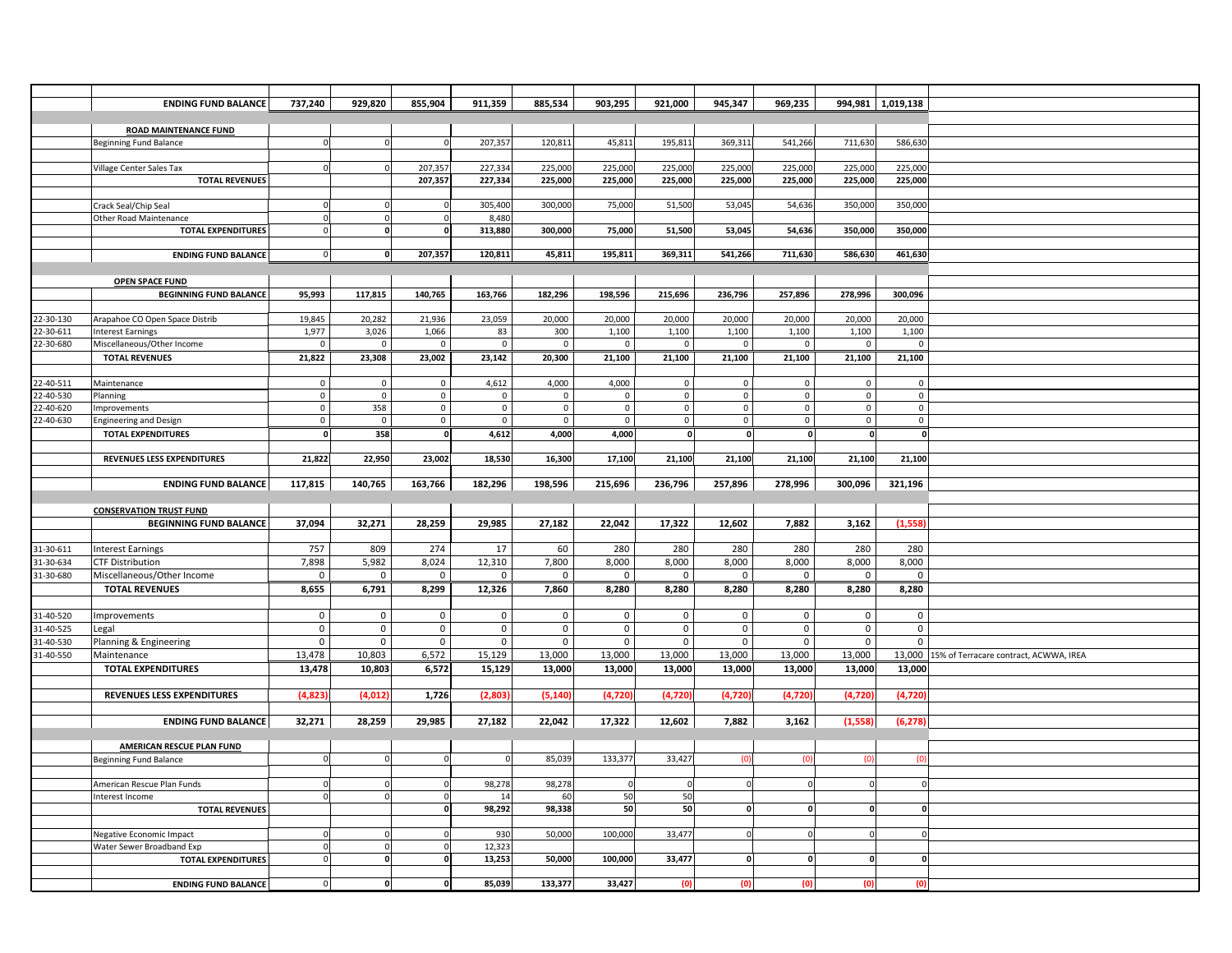| | | | | | | | | | | | | | |
|---|---|---|---|---|---|---|---|---|---|---|---|---|---|
| | **ENDING FUND BALANCE** | **737,240** | **929,820** | **855,904** | **911,359** | **885,534** | **903,295** | **921,000** | **945,347** | **969,235** | **994,981** | **1,019,138** | |
| | | | | | | | | | | | | | |
| | **ROAD MAINTENANCE FUND** | | | | | | | | | | | | |
| | Beginning Fund Balance | 0 | 0 | 0 | 207,357 | 120,811 | 45,811 | 195,811 | 369,311 | 541,266 | 711,630 | 586,630 | |
| | | | | | | | | | | | | | |
| | Village Center Sales Tax | 0 | 0 | 207,357 | 227,334 | 225,000 | 225,000 | 225,000 | 225,000 | 225,000 | 225,000 | 225,000 | |
| | **TOTAL REVENUES** | | | **207,357** | **227,334** | **225,000** | **225,000** | **225,000** | **225,000** | **225,000** | **225,000** | **225,000** | |
| | | | | | | | | | | | | | |
| | Crack Seal/Chip Seal | 0 | 0 | 0 | 305,400 | 300,000 | 75,000 | 51,500 | 53,045 | 54,636 | 350,000 | 350,000 | |
| | Other Road Maintenance | 0 | 0 | 0 | 8,480 | | | | | | | | |
| | **TOTAL EXPENDITURES** | 0 | **0** | **0** | **313,880** | **300,000** | **75,000** | **51,500** | **53,045** | **54,636** | **350,000** | **350,000** | |
| | | | | | | | | | | | | | |
| | **ENDING FUND BALANCE** | 0 | **0** | **207,357** | **120,811** | **45,811** | **195,811** | **369,311** | **541,266** | **711,630** | **586,630** | **461,630** | |
| | | | | | | | | | | | | | |
| | **OPEN SPACE FUND** | | | | | | | | | | | | |
| | **BEGINNING FUND BALANCE** | **95,993** | **117,815** | **140,765** | **163,766** | **182,296** | **198,596** | **215,696** | **236,796** | **257,896** | **278,996** | **300,096** | |
| | | | | | | | | | | | | | |
| 22-30-130 | Arapahoe CO Open Space Distrib | 19,845 | 20,282 | 21,936 | 23,059 | 20,000 | 20,000 | 20,000 | 20,000 | 20,000 | 20,000 | 20,000 | |
| 22-30-611 | Interest Earnings | 1,977 | 3,026 | 1,066 | 83 | 300 | 1,100 | 1,100 | 1,100 | 1,100 | 1,100 | 1,100 | |
| 22-30-680 | Miscellaneous/Other Income | 0 | 0 | 0 | 0 | 0 | 0 | 0 | 0 | 0 | 0 | 0 | |
| | **TOTAL REVENUES** | **21,822** | **23,308** | **23,002** | **23,142** | **20,300** | **21,100** | **21,100** | **21,100** | **21,100** | **21,100** | **21,100** | |
| | | | | | | | | | | | | | |
| 22-40-511 | Maintenance | 0 | 0 | 0 | 4,612 | 4,000 | 4,000 | 0 | 0 | 0 | 0 | 0 | |
| 22-40-530 | Planning | 0 | 0 | 0 | 0 | 0 | 0 | 0 | 0 | 0 | 0 | 0 | |
| 22-40-620 | Improvements | 0 | 358 | 0 | 0 | 0 | 0 | 0 | 0 | 0 | 0 | 0 | |
| 22-40-630 | Engineering and Design | 0 | 0 | 0 | 0 | 0 | 0 | 0 | 0 | 0 | 0 | 0 | |
| | **TOTAL EXPENDITURES** | **0** | **358** | **0** | **4,612** | **4,000** | **4,000** | **0** | **0** | **0** | **0** | **0** | |
| | | | | | | | | | | | | | |
| | **REVENUES LESS EXPENDITURES** | **21,822** | **22,950** | **23,002** | **18,530** | **16,300** | **17,100** | **21,100** | **21,100** | **21,100** | **21,100** | **21,100** | |
| | | | | | | | | | | | | | |
| | **ENDING FUND BALANCE** | **117,815** | **140,765** | **163,766** | **182,296** | **198,596** | **215,696** | **236,796** | **257,896** | **278,996** | **300,096** | **321,196** | |
| | | | | | | | | | | | | | |
| | **CONSERVATION TRUST FUND** | | | | | | | | | | | | |
| | **BEGINNING FUND BALANCE** | **37,094** | **32,271** | **28,259** | **29,985** | **27,182** | **22,042** | **17,322** | **12,602** | **7,882** | **3,162** | **(1,558)** | |
| | | | | | | | | | | | | | |
| 31-30-611 | Interest Earnings | 757 | 809 | 274 | 17 | 60 | 280 | 280 | 280 | 280 | 280 | 280 | |
| 31-30-634 | CTF Distribution | 7,898 | 5,982 | 8,024 | 12,310 | 7,800 | 8,000 | 8,000 | 8,000 | 8,000 | 8,000 | 8,000 | |
| 31-30-680 | Miscellaneous/Other Income | 0 | 0 | 0 | 0 | 0 | 0 | 0 | 0 | 0 | 0 | 0 | |
| | **TOTAL REVENUES** | **8,655** | **6,791** | **8,299** | **12,326** | **7,860** | **8,280** | **8,280** | **8,280** | **8,280** | **8,280** | **8,280** | |
| | | | | | | | | | | | | | |
| 31-40-520 | Improvements | 0 | 0 | 0 | 0 | 0 | 0 | 0 | 0 | 0 | 0 | 0 | |
| 31-40-525 | Legal | 0 | 0 | 0 | 0 | 0 | 0 | 0 | 0 | 0 | 0 | 0 | |
| 31-40-530 | Planning & Engineering | 0 | 0 | 0 | 0 | 0 | 0 | 0 | 0 | 0 | 0 | 0 | |
| 31-40-550 | Maintenance | 13,478 | 10,803 | 6,572 | 15,129 | 13,000 | 13,000 | 13,000 | 13,000 | 13,000 | 13,000 | 13,000 | 15% of Terracare contract, ACWWA, IREA |
| | **TOTAL EXPENDITURES** | **13,478** | **10,803** | **6,572** | **15,129** | **13,000** | **13,000** | **13,000** | **13,000** | **13,000** | **13,000** | **13,000** | |
| | | | | | | | | | | | | | |
| | **REVENUES LESS EXPENDITURES** | **(4,823)** | **(4,012)** | **1,726** | **(2,803)** | **(5,140)** | **(4,720)** | **(4,720)** | **(4,720)** | **(4,720)** | **(4,720)** | **(4,720)** | |
| | | | | | | | | | | | | | |
| | **ENDING FUND BALANCE** | **32,271** | **28,259** | **29,985** | **27,182** | **22,042** | **17,322** | **12,602** | **7,882** | **3,162** | **(1,558)** | **(6,278)** | |
| | | | | | | | | | | | | | |
| | **AMERICAN RESCUE PLAN FUND** | | | | | | | | | | | | |
| | Beginning Fund Balance | 0 | 0 | 0 | 0 | 85,039 | 133,377 | 33,427 | (0) | (0) | (0) | (0) | |
| | | | | | | | | | | | | | |
| | American Rescue Plan Funds | 0 | 0 | 0 | 98,278 | 98,278 | 0 | 0 | 0 | 0 | 0 | 0 | |
| | Interest Income | 0 | 0 | 0 | 14 | 60 | 50 | 50 | | | | | |
| | **TOTAL REVENUES** | | | **0** | **98,292** | **98,338** | **50** | **50** | **0** | **0** | **0** | **0** | |
| | | | | | | | | | | | | | |
| | Negative Economic Impact | 0 | 0 | 0 | 930 | 50,000 | 100,000 | 33,477 | 0 | 0 | 0 | 0 | |
| | Water Sewer Broadband Exp | 0 | 0 | 0 | 12,323 | | | | | | | | |
| | **TOTAL EXPENDITURES** | 0 | **0** | **0** | **13,253** | **50,000** | **100,000** | **33,477** | **0** | **0** | **0** | **0** | |
| | | | | | | | | | | | | | |
| | **ENDING FUND BALANCE** | 0 | **0** | **0** | **85,039** | **133,377** | **33,427** | **(0)** | **(0)** | **(0)** | **(0)** | **(0)** | |